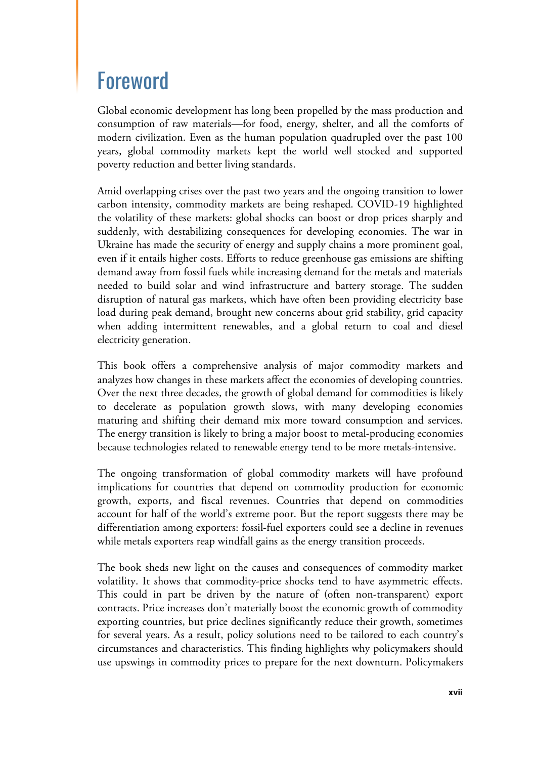# Foreword

Global economic development has long been propelled by the mass production and consumption of raw materials—for food, energy, shelter, and all the comforts of modern civilization. Even as the human population quadrupled over the past 100 years, global commodity markets kept the world well stocked and supported poverty reduction and better living standards.

Amid overlapping crises over the past two years and the ongoing transition to lower carbon intensity, commodity markets are being reshaped. COVID-19 highlighted the volatility of these markets: global shocks can boost or drop prices sharply and suddenly, with destabilizing consequences for developing economies. The war in Ukraine has made the security of energy and supply chains a more prominent goal, even if it entails higher costs. Efforts to reduce greenhouse gas emissions are shifting demand away from fossil fuels while increasing demand for the metals and materials needed to build solar and wind infrastructure and battery storage. The sudden disruption of natural gas markets, which have often been providing electricity base load during peak demand, brought new concerns about grid stability, grid capacity when adding intermittent renewables, and a global return to coal and diesel electricity generation.

This book offers a comprehensive analysis of major commodity markets and analyzes how changes in these markets affect the economies of developing countries. Over the next three decades, the growth of global demand for commodities is likely to decelerate as population growth slows, with many developing economies maturing and shifting their demand mix more toward consumption and services. The energy transition is likely to bring a major boost to metal-producing economies because technologies related to renewable energy tend to be more metals-intensive.

The ongoing transformation of global commodity markets will have profound implications for countries that depend on commodity production for economic growth, exports, and fiscal revenues. Countries that depend on commodities account for half of the world's extreme poor. But the report suggests there may be differentiation among exporters: fossil-fuel exporters could see a decline in revenues while metals exporters reap windfall gains as the energy transition proceeds.

The book sheds new light on the causes and consequences of commodity market volatility. It shows that commodity-price shocks tend to have asymmetric effects. This could in part be driven by the nature of (often non-transparent) export contracts. Price increases don't materially boost the economic growth of commodity exporting countries, but price declines significantly reduce their growth, sometimes for several years. As a result, policy solutions need to be tailored to each country's circumstances and characteristics. This finding highlights why policymakers should use upswings in commodity prices to prepare for the next downturn. Policymakers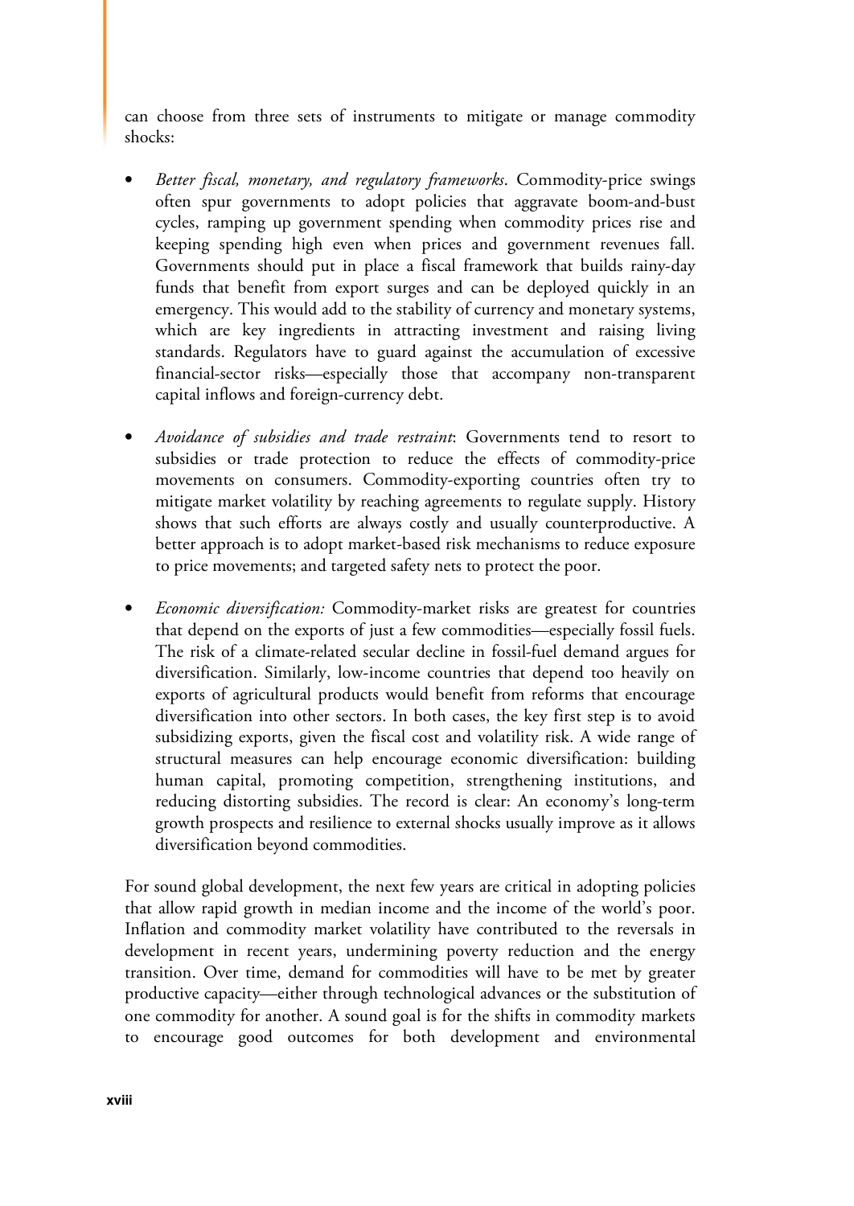can choose from three sets of instruments to mitigate or manage commodity shocks:

- *Better fiscal, monetary, and regulatory frameworks*. Commodity-price swings often spur governments to adopt policies that aggravate boom-and-bust cycles, ramping up government spending when commodity prices rise and keeping spending high even when prices and government revenues fall. Governments should put in place a fiscal framework that builds rainy-day funds that benefit from export surges and can be deployed quickly in an emergency. This would add to the stability of currency and monetary systems, which are key ingredients in attracting investment and raising living standards. Regulators have to guard against the accumulation of excessive financial-sector risks—especially those that accompany non-transparent capital inflows and foreign-currency debt.

- *Avoidance of subsidies and trade restraint*: Governments tend to resort to subsidies or trade protection to reduce the effects of commodity-price movements on consumers. Commodity-exporting countries often try to mitigate market volatility by reaching agreements to regulate supply. History shows that such efforts are always costly and usually counterproductive. A better approach is to adopt market-based risk mechanisms to reduce exposure to price movements; and targeted safety nets to protect the poor.

- *Economic diversification:* Commodity-market risks are greatest for countries that depend on the exports of just a few commodities—especially fossil fuels. The risk of a climate-related secular decline in fossil-fuel demand argues for diversification. Similarly, low-income countries that depend too heavily on exports of agricultural products would benefit from reforms that encourage diversification into other sectors. In both cases, the key first step is to avoid subsidizing exports, given the fiscal cost and volatility risk. A wide range of structural measures can help encourage economic diversification: building human capital, promoting competition, strengthening institutions, and reducing distorting subsidies. The record is clear: An economy's long-term growth prospects and resilience to external shocks usually improve as it allows diversification beyond commodities.

For sound global development, the next few years are critical in adopting policies that allow rapid growth in median income and the income of the world's poor. Inflation and commodity market volatility have contributed to the reversals in development in recent years, undermining poverty reduction and the energy transition. Over time, demand for commodities will have to be met by greater productive capacity—either through technological advances or the substitution of one commodity for another. A sound goal is for the shifts in commodity markets to encourage good outcomes for both development and environmental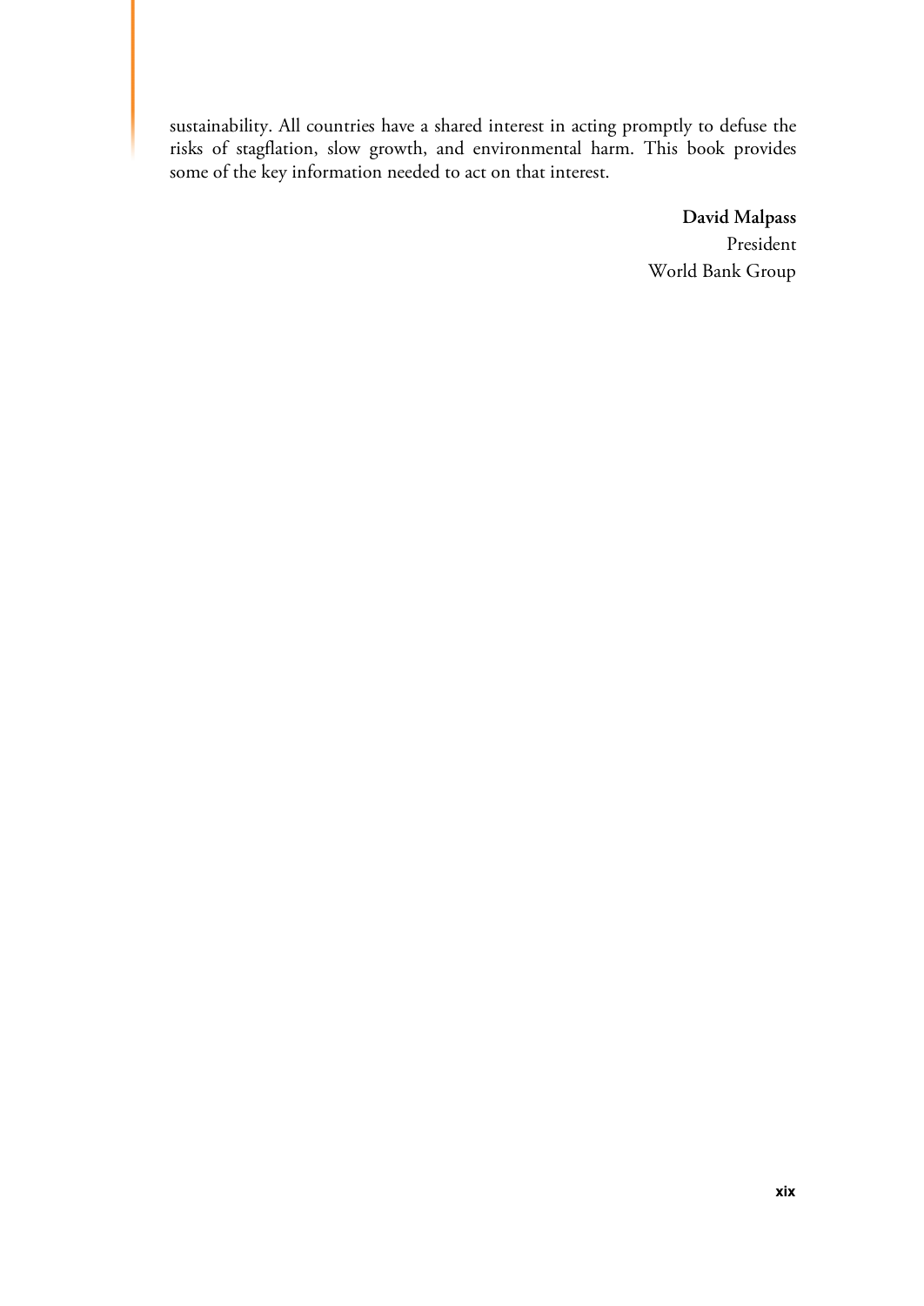sustainability. All countries have a shared interest in acting promptly to defuse the risks of stagflation, slow growth, and environmental harm. This book provides some of the key information needed to act on that interest.

**David Malpass**
President
World Bank Group